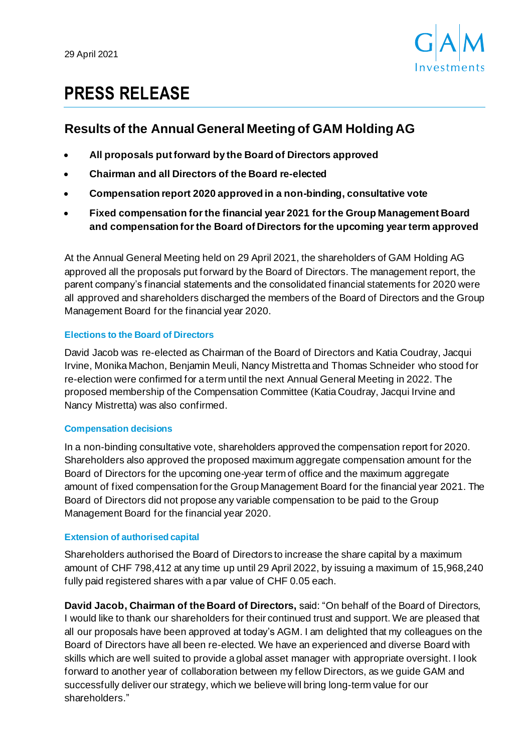29 April 2021

# PRESS RELEASE

## Results of the Annual General Meeting of GAM Holding AG

- **All proposals put forward by the Board of Directors approved**
- **Chairman and all Directors of the Board re-elected**
- **Compensation report 2020 approved in a non-binding, consultative vote**
- **Fixed compensation for the financial year 2021 for the Group Management Board and compensation for the Board of Directors for the upcoming year term approved**

At the Annual General Meeting held on 29 April 2021, the shareholders of GAM Holding AG approved all the proposals put forward by the Board of Directors. The management report, the parent company's financial statements and the consolidated financial statements for 2020 were all approved and shareholders discharged the members of the Board of Directors and the Group Management Board for the financial year 2020.

### Elections to the Board of Directors

David Jacob was re-elected as Chairman of the Board of Directors and Katia Coudray, Jacqui Irvine, Monika Machon, Benjamin Meuli, Nancy Mistretta and Thomas Schneider who stood for re-election were confirmed for a term until the next Annual General Meeting in 2022. The proposed membership of the Compensation Committee (Katia Coudray, Jacqui Irvine and Nancy Mistretta) was also confirmed.

### Compensation decisions

In a non-binding consultative vote, shareholders approved the compensation report for 2020. Shareholders also approved the proposed maximum aggregate compensation amount for the Board of Directors for the upcoming one-year term of office and the maximum aggregate amount of fixed compensation for the Group Management Board for the financial year 2021. The Board of Directors did not propose any variable compensation to be paid to the Group Management Board for the financial year 2020.

### Extension of authorised capital

Shareholders authorised the Board of Directors to increase the share capital by a maximum amount of CHF 798,412 at any time up until 29 April 2022, by issuing a maximum of 15,968,240 fully paid registered shares with a par value of CHF 0.05 each.

**David Jacob, Chairman of the Board of Directors,** said: "On behalf of the Board of Directors, I would like to thank our shareholders for their continued trust and support. We are pleased that all our proposals have been approved at today's AGM. I am delighted that my colleagues on the Board of Directors have all been re-elected. We have an experienced and diverse Board with skills which are well suited to provide a global asset manager with appropriate oversight. I look forward to another year of collaboration between my fellow Directors, as we guide GAM and successfully deliver our strategy, which we believe will bring long-term value for our shareholders."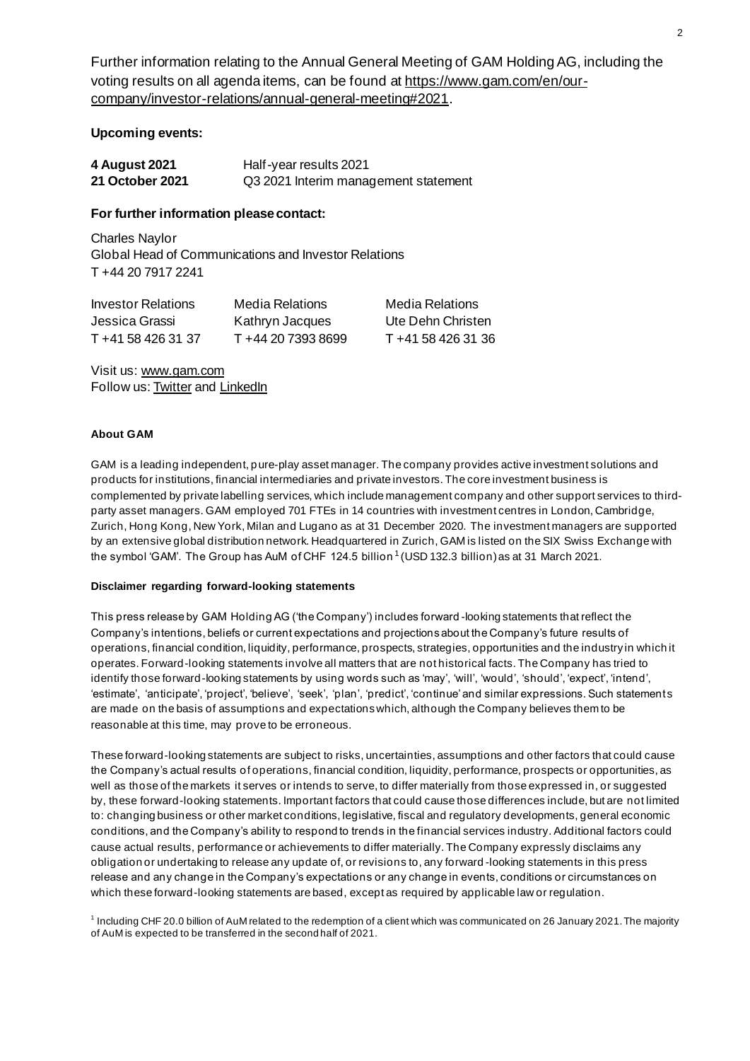Further information relating to the Annual General Meeting of GAM Holding AG, including the voting results on all agenda items, can be found at https://www.gam.com/en/our-company/investor-relations/annual-general-meeting#2021.

**Upcoming events:**

| | |
|---|---|
| **4 August 2021** | Half-year results 2021 |
| **21 October 2021** | Q3 2021 Interim management statement |

**For further information please contact:**

Charles Naylor
Global Head of Communications and Investor Relations
T +44 20 7917 2241

| Investor Relations | Media Relations | Media Relations |
|---|---|---|
| Jessica Grassi | Kathryn Jacques | Ute Dehn Christen |
| T +41 58 426 31 37 | T +44 20 7393 8699 | T +41 58 426 31 36 |

Visit us: www.gam.com
Follow us: Twitter and LinkedIn

**About GAM**

GAM is a leading independent, pure-play asset manager. The company provides active investment solutions and products for institutions, financial intermediaries and private investors. The core investment business is complemented by private labelling services, which include management company and other support services to third-party asset managers. GAM employed 701 FTEs in 14 countries with investment centres in London, Cambridge, Zurich, Hong Kong, New York, Milan and Lugano as at 31 December 2020. The investment managers are supported by an extensive global distribution network. Headquartered in Zurich, GAM is listed on the SIX Swiss Exchange with the symbol 'GAM'. The Group has AuM of CHF 124.5 billion[1] (USD 132.3 billion) as at 31 March 2021.

**Disclaimer regarding forward-looking statements**

This press release by GAM Holding AG ('the Company') includes forward-looking statements that reflect the Company's intentions, beliefs or current expectations and projections about the Company's future results of operations, financial condition, liquidity, performance, prospects, strategies, opportunities and the industry in which it operates. Forward-looking statements involve all matters that are not historical facts. The Company has tried to identify those forward-looking statements by using words such as 'may', 'will', 'would', 'should', 'expect', 'intend', 'estimate', 'anticipate', 'project', 'believe', 'seek', 'plan', 'predict', 'continue' and similar expressions. Such statements are made on the basis of assumptions and expectations which, although the Company believes them to be reasonable at this time, may prove to be erroneous.

These forward-looking statements are subject to risks, uncertainties, assumptions and other factors that could cause the Company's actual results of operations, financial condition, liquidity, performance, prospects or opportunities, as well as those of the markets it serves or intends to serve, to differ materially from those expressed in, or suggested by, these forward-looking statements. Important factors that could cause those differences include, but are not limited to: changing business or other market conditions, legislative, fiscal and regulatory developments, general economic conditions, and the Company's ability to respond to trends in the financial services industry. Additional factors could cause actual results, performance or achievements to differ materially. The Company expressly disclaims any obligation or undertaking to release any update of, or revisions to, any forward-looking statements in this press release and any change in the Company's expectations or any change in events, conditions or circumstances on which these forward-looking statements are based, except as required by applicable law or regulation.

[1] Including CHF 20.0 billion of AuM related to the redemption of a client which was communicated on 26 January 2021. The majority of AuM is expected to be transferred in the second half of 2021.